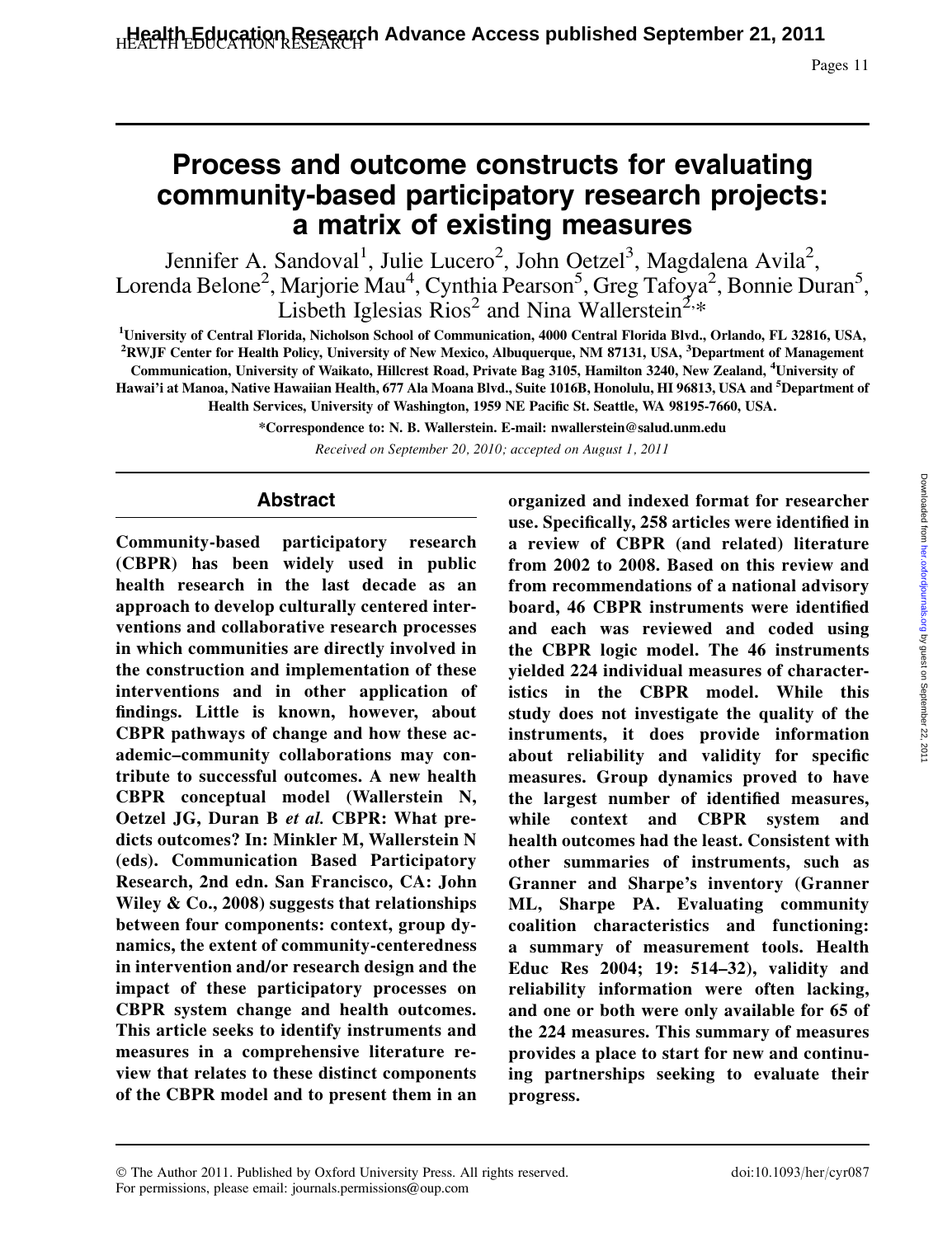# Process and outcome constructs for evaluating community-based participatory research projects: a matrix of existing measures

Jennifer A. Sandoval[1], Julie Lucero[2], John Oetzel[3], Magdalena Avila[2], Lorenda Belone[2], Marjorie Mau[4], Cynthia Pearson[5], Greg Tafoya[2], Bonnie Duran[5], Lisbeth Iglesias Rios[2] and Nina Wallerstein[2,*]

[1]University of Central Florida, Nicholson School of Communication, 4000 Central Florida Blvd., Orlando, FL 32816, USA, [2]RWJF Center for Health Policy, University of New Mexico, Albuquerque, NM 87131, USA, [3]Department of Management Communication, University of Waikato, Hillcrest Road, Private Bag 3105, Hamilton 3240, New Zealand, [4]University of Hawai'i at Manoa, Native Hawaiian Health, 677 Ala Moana Blvd., Suite 1016B, Honolulu, HI 96813, USA and [5]Department of Health Services, University of Washington, 1959 NE Pacific St. Seattle, WA 98195-7660, USA.

*Correspondence to: N. B. Wallerstein. E-mail: nwallerstein@salud.unm.edu

*Received on September 20, 2010; accepted on August 1, 2011*

## Abstract

**Community-based participatory research (CBPR) has been widely used in public health research in the last decade as an approach to develop culturally centered interventions and collaborative research processes in which communities are directly involved in the construction and implementation of these interventions and in other application of findings. Little is known, however, about CBPR pathways of change and how these academic–community collaborations may contribute to successful outcomes. A new health CBPR conceptual model (Wallerstein N, Oetzel JG, Duran B *et al.* CBPR: What predicts outcomes? In: Minkler M, Wallerstein N (eds). Communication Based Participatory Research, 2nd edn. San Francisco, CA: John Wiley & Co., 2008) suggests that relationships between four components: context, group dynamics, the extent of community-centeredness in intervention and/or research design and the impact of these participatory processes on CBPR system change and health outcomes. This article seeks to identify instruments and measures in a comprehensive literature review that relates to these distinct components of the CBPR model and to present them in an organized and indexed format for researcher use. Specifically, 258 articles were identified in a review of CBPR (and related) literature from 2002 to 2008. Based on this review and from recommendations of a national advisory board, 46 CBPR instruments were identified and each was reviewed and coded using the CBPR logic model. The 46 instruments yielded 224 individual measures of characteristics in the CBPR model. While this study does not investigate the quality of the instruments, it does provide information about reliability and validity for specific measures. Group dynamics proved to have the largest number of identified measures, while context and CBPR system and health outcomes had the least. Consistent with other summaries of instruments, such as Granner and Sharpe's inventory (Granner ML, Sharpe PA. Evaluating community coalition characteristics and functioning: a summary of measurement tools. Health Educ Res 2004; 19: 514–32), validity and reliability information were often lacking, and one or both were only available for 65 of the 224 measures. This summary of measures provides a place to start for new and continuing partnerships seeking to evaluate their progress.**

© The Author 2011. Published by Oxford University Press. All rights reserved. For permissions, please email: journals.permissions@oup.com

doi:10.1093/her/cyr087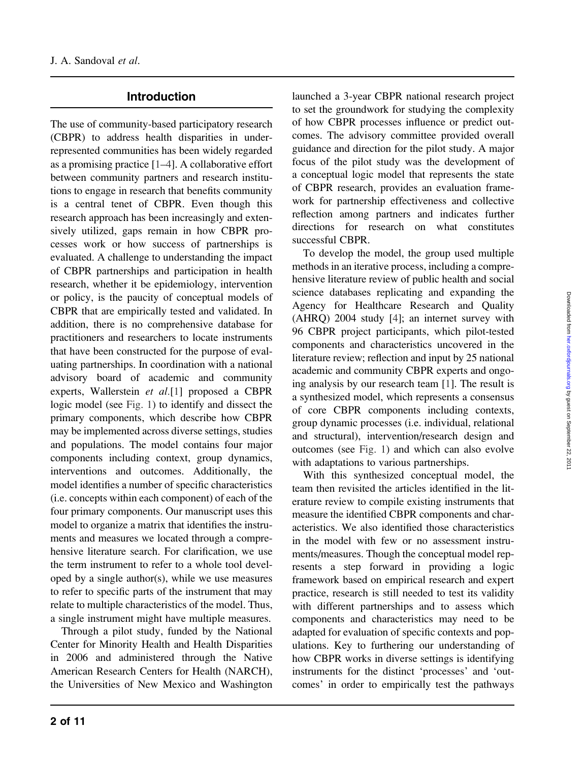## Introduction

The use of community-based participatory research (CBPR) to address health disparities in underrepresented communities has been widely regarded as a promising practice [1–4]. A collaborative effort between community partners and research institutions to engage in research that benefits community is a central tenet of CBPR. Even though this research approach has been increasingly and extensively utilized, gaps remain in how CBPR processes work or how success of partnerships is evaluated. A challenge to understanding the impact of CBPR partnerships and participation in health research, whether it be epidemiology, intervention or policy, is the paucity of conceptual models of CBPR that are empirically tested and validated. In addition, there is no comprehensive database for practitioners and researchers to locate instruments that have been constructed for the purpose of evaluating partnerships. In coordination with a national advisory board of academic and community experts, Wallerstein *et al.*[1] proposed a CBPR logic model (see Fig. 1) to identify and dissect the primary components, which describe how CBPR may be implemented across diverse settings, studies and populations. The model contains four major components including context, group dynamics, interventions and outcomes. Additionally, the model identifies a number of specific characteristics (i.e. concepts within each component) of each of the four primary components. Our manuscript uses this model to organize a matrix that identifies the instruments and measures we located through a comprehensive literature search. For clarification, we use the term instrument to refer to a whole tool developed by a single author(s), while we use measures to refer to specific parts of the instrument that may relate to multiple characteristics of the model. Thus, a single instrument might have multiple measures.

Through a pilot study, funded by the National Center for Minority Health and Health Disparities in 2006 and administered through the Native American Research Centers for Health (NARCH), the Universities of New Mexico and Washington launched a 3-year CBPR national research project to set the groundwork for studying the complexity of how CBPR processes influence or predict outcomes. The advisory committee provided overall guidance and direction for the pilot study. A major focus of the pilot study was the development of a conceptual logic model that represents the state of CBPR research, provides an evaluation framework for partnership effectiveness and collective reflection among partners and indicates further directions for research on what constitutes successful CBPR.

To develop the model, the group used multiple methods in an iterative process, including a comprehensive literature review of public health and social science databases replicating and expanding the Agency for Healthcare Research and Quality (AHRQ) 2004 study [4]; an internet survey with 96 CBPR project participants, which pilot-tested components and characteristics uncovered in the literature review; reflection and input by 25 national academic and community CBPR experts and ongoing analysis by our research team [1]. The result is a synthesized model, which represents a consensus of core CBPR components including contexts, group dynamic processes (i.e. individual, relational and structural), intervention/research design and outcomes (see Fig. 1) and which can also evolve with adaptations to various partnerships.

With this synthesized conceptual model, the team then revisited the articles identified in the literature review to compile existing instruments that measure the identified CBPR components and characteristics. We also identified those characteristics in the model with few or no assessment instruments/measures. Though the conceptual model represents a step forward in providing a logic framework based on empirical research and expert practice, research is still needed to test its validity with different partnerships and to assess which components and characteristics may need to be adapted for evaluation of specific contexts and populations. Key to furthering our understanding of how CBPR works in diverse settings is identifying instruments for the distinct 'processes' and 'outcomes' in order to empirically test the pathways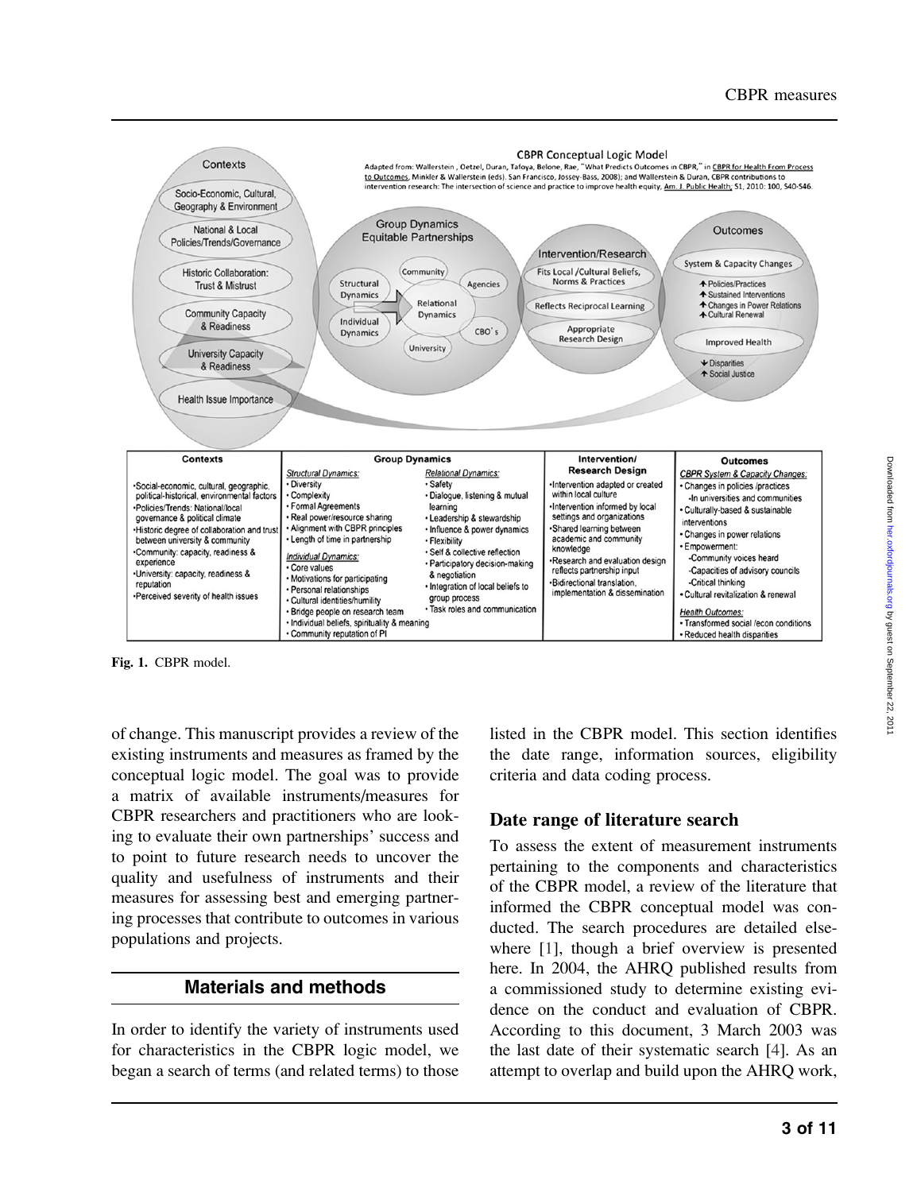| Contexts | Group Dynamics | | Intervention/ Research Design | Outcomes |
|---|---|---|---|---|
| •Social-economic, cultural, geographic, political-historical, environmental factors<br>•Policies/Trends: National/local governance & political climate<br>•Historic degree of collaboration and trust between university & community<br>•Community: capacity, readiness & experience<br>•University: capacity, readiness & reputation<br>•Perceived severity of health issues | *Structural Dynamics:*<br>• Diversity<br>• Complexity<br>• Formal Agreements<br>• Real power/resource sharing<br>• Alignment with CBPR principles<br>• Length of time in partnership<br><br>*Individual Dynamics:*<br>• Core values<br>• Motivations for participating<br>• Personal relationships<br>• Cultural identities/humility<br>• Bridge people on research team<br>• Individual beliefs, spirituality & meaning<br>• Community reputation of PI | *Relational Dynamics:*<br>• Safety<br>• Dialogue, listening & mutual learning<br>• Leadership & stewardship<br>• Influence & power dynamics<br>• Flexibility<br>• Self & collective reflection<br>• Participatory decision-making & negotiation<br>• Integration of local beliefs to group process<br>• Task roles and communication | •Intervention adapted or created within local culture<br>•Intervention informed by local settings and organizations<br>•Shared learning between academic and community knowledge<br>•Research and evaluation design reflects partnership input<br>•Bidirectional translation, implementation & dissemination | *CBPR System & Capacity Changes:*<br>• Changes in policies /practices<br>-In universities and communities<br>• Culturally-based & sustainable interventions<br>• Changes in power relations<br>• Empowerment:<br>-Community voices heard<br>-Capacities of advisory councils<br>-Critical thinking<br>• Cultural revitalization & renewal<br><br>*Health Outcomes:*<br>• Transformed social /econ conditions<br>• Reduced health disparities |

**Fig. 1.** CBPR model.

of change. This manuscript provides a review of the existing instruments and measures as framed by the conceptual logic model. The goal was to provide a matrix of available instruments/measures for CBPR researchers and practitioners who are looking to evaluate their own partnerships' success and to point to future research needs to uncover the quality and usefulness of instruments and their measures for assessing best and emerging partnering processes that contribute to outcomes in various populations and projects.

## Materials and methods

In order to identify the variety of instruments used for characteristics in the CBPR logic model, we began a search of terms (and related terms) to those listed in the CBPR model. This section identifies the date range, information sources, eligibility criteria and data coding process.

### Date range of literature search

To assess the extent of measurement instruments pertaining to the components and characteristics of the CBPR model, a review of the literature that informed the CBPR conceptual model was conducted. The search procedures are detailed elsewhere [1], though a brief overview is presented here. In 2004, the AHRQ published results from a commissioned study to determine existing evidence on the conduct and evaluation of CBPR. According to this document, 3 March 2003 was the last date of their systematic search [4]. As an attempt to overlap and build upon the AHRQ work,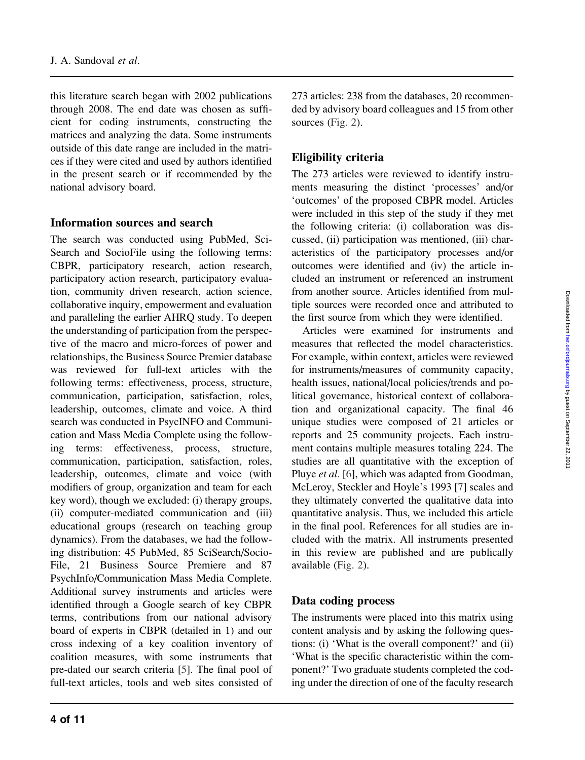this literature search began with 2002 publications through 2008. The end date was chosen as sufficient for coding instruments, constructing the matrices and analyzing the data. Some instruments outside of this date range are included in the matrices if they were cited and used by authors identified in the present search or if recommended by the national advisory board.

## Information sources and search

The search was conducted using PubMed, SciSearch and SocioFile using the following terms: CBPR, participatory research, action research, participatory action research, participatory evaluation, community driven research, action science, collaborative inquiry, empowerment and evaluation and paralleling the earlier AHRQ study. To deepen the understanding of participation from the perspective of the macro and micro-forces of power and relationships, the Business Source Premier database was reviewed for full-text articles with the following terms: effectiveness, process, structure, communication, participation, satisfaction, roles, leadership, outcomes, climate and voice. A third search was conducted in PsycINFO and Communication and Mass Media Complete using the following terms: effectiveness, process, structure, communication, participation, satisfaction, roles, leadership, outcomes, climate and voice (with modifiers of group, organization and team for each key word), though we excluded: (i) therapy groups, (ii) computer-mediated communication and (iii) educational groups (research on teaching group dynamics). From the databases, we had the following distribution: 45 PubMed, 85 SciSearch/SocioFile, 21 Business Source Premiere and 87 PsychInfo/Communication Mass Media Complete. Additional survey instruments and articles were identified through a Google search of key CBPR terms, contributions from our national advisory board of experts in CBPR (detailed in 1) and our cross indexing of a key coalition inventory of coalition measures, with some instruments that pre-dated our search criteria [5]. The final pool of full-text articles, tools and web sites consisted of 273 articles: 238 from the databases, 20 recommended by advisory board colleagues and 15 from other sources (Fig. 2).

## Eligibility criteria

The 273 articles were reviewed to identify instruments measuring the distinct 'processes' and/or 'outcomes' of the proposed CBPR model. Articles were included in this step of the study if they met the following criteria: (i) collaboration was discussed, (ii) participation was mentioned, (iii) characteristics of the participatory processes and/or outcomes were identified and (iv) the article included an instrument or referenced an instrument from another source. Articles identified from multiple sources were recorded once and attributed to the first source from which they were identified.

Articles were examined for instruments and measures that reflected the model characteristics. For example, within context, articles were reviewed for instruments/measures of community capacity, health issues, national/local policies/trends and political governance, historical context of collaboration and organizational capacity. The final 46 unique studies were composed of 21 articles or reports and 25 community projects. Each instrument contains multiple measures totaling 224. The studies are all quantitative with the exception of Pluye *et al.* [6], which was adapted from Goodman, McLeroy, Steckler and Hoyle's 1993 [7] scales and they ultimately converted the qualitative data into quantitative analysis. Thus, we included this article in the final pool. References for all studies are included with the matrix. All instruments presented in this review are published and are publically available (Fig. 2).

## Data coding process

The instruments were placed into this matrix using content analysis and by asking the following questions: (i) 'What is the overall component?' and (ii) 'What is the specific characteristic within the component?' Two graduate students completed the coding under the direction of one of the faculty research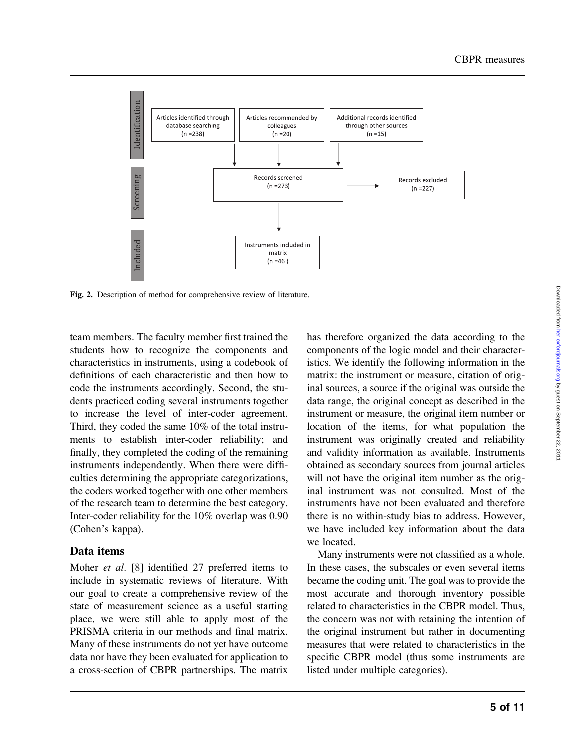Identification

Articles identified through database searching (n =238)

Articles recommended by colleagues (n =20)

Additional records identified through other sources (n =15)

Screening

Records screened (n =273)

Records excluded (n =227)

Included

Instruments included in matrix (n =46 )

Fig. 2. Description of method for comprehensive review of literature.

team members. The faculty member first trained the students how to recognize the components and characteristics in instruments, using a codebook of definitions of each characteristic and then how to code the instruments accordingly. Second, the students practiced coding several instruments together to increase the level of inter-coder agreement. Third, they coded the same 10% of the total instruments to establish inter-coder reliability; and finally, they completed the coding of the remaining instruments independently. When there were difficulties determining the appropriate categorizations, the coders worked together with one other members of the research team to determine the best category. Inter-coder reliability for the 10% overlap was 0.90 (Cohen's kappa).

## Data items

Moher *et al.* [8] identified 27 preferred items to include in systematic reviews of literature. With our goal to create a comprehensive review of the state of measurement science as a useful starting place, we were still able to apply most of the PRISMA criteria in our methods and final matrix. Many of these instruments do not yet have outcome data nor have they been evaluated for application to a cross-section of CBPR partnerships. The matrix has therefore organized the data according to the components of the logic model and their characteristics. We identify the following information in the matrix: the instrument or measure, citation of original sources, a source if the original was outside the data range, the original concept as described in the instrument or measure, the original item number or location of the items, for what population the instrument was originally created and reliability and validity information as available. Instruments obtained as secondary sources from journal articles will not have the original item number as the original instrument was not consulted. Most of the instruments have not been evaluated and therefore there is no within-study bias to address. However, we have included key information about the data we located.

Many instruments were not classified as a whole. In these cases, the subscales or even several items became the coding unit. The goal was to provide the most accurate and thorough inventory possible related to characteristics in the CBPR model. Thus, the concern was not with retaining the intention of the original instrument but rather in documenting measures that were related to characteristics in the specific CBPR model (thus some instruments are listed under multiple categories).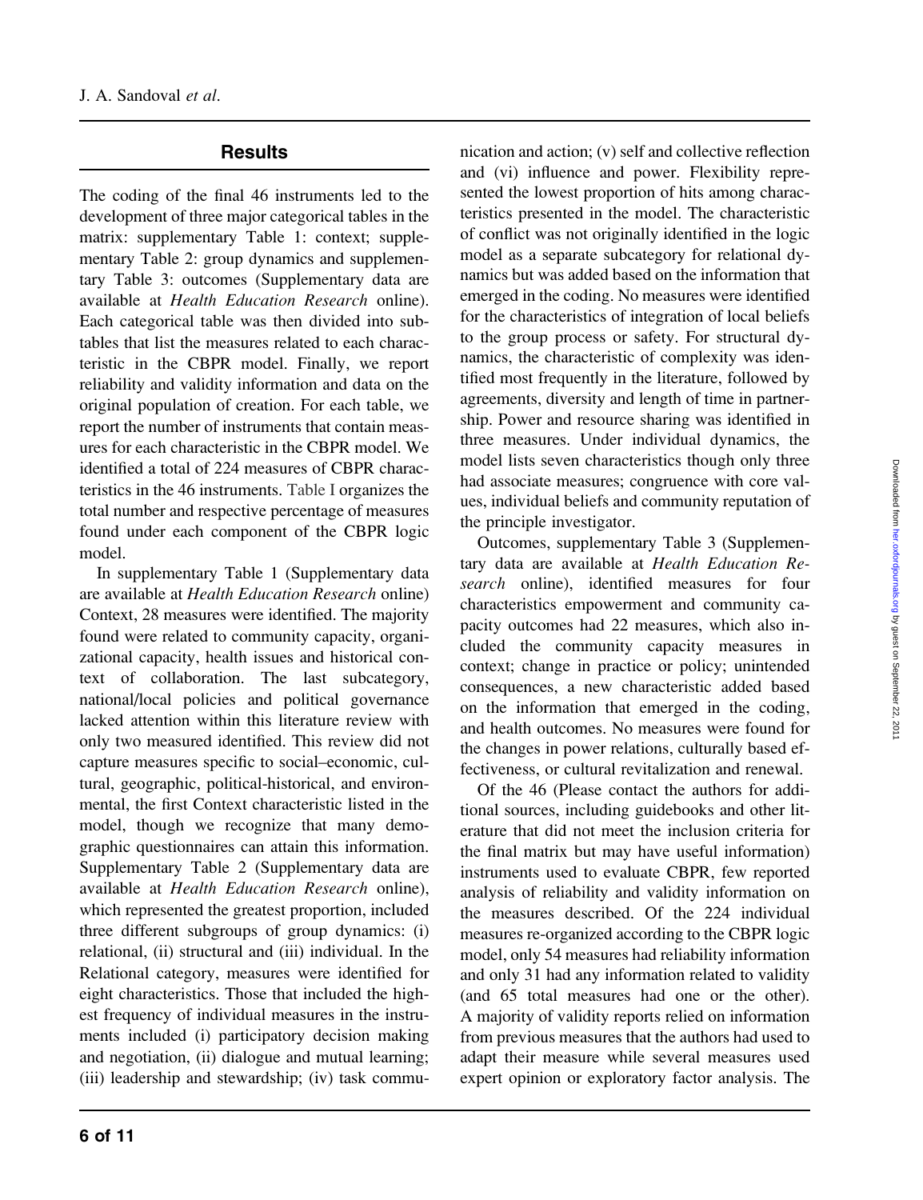## Results

The coding of the final 46 instruments led to the development of three major categorical tables in the matrix: supplementary Table 1: context; supplementary Table 2: group dynamics and supplementary Table 3: outcomes (Supplementary data are available at *Health Education Research* online). Each categorical table was then divided into subtables that list the measures related to each characteristic in the CBPR model. Finally, we report reliability and validity information and data on the original population of creation. For each table, we report the number of instruments that contain measures for each characteristic in the CBPR model. We identified a total of 224 measures of CBPR characteristics in the 46 instruments. Table I organizes the total number and respective percentage of measures found under each component of the CBPR logic model.

In supplementary Table 1 (Supplementary data are available at *Health Education Research* online) Context, 28 measures were identified. The majority found were related to community capacity, organizational capacity, health issues and historical context of collaboration. The last subcategory, national/local policies and political governance lacked attention within this literature review with only two measured identified. This review did not capture measures specific to social–economic, cultural, geographic, political-historical, and environmental, the first Context characteristic listed in the model, though we recognize that many demographic questionnaires can attain this information. Supplementary Table 2 (Supplementary data are available at *Health Education Research* online), which represented the greatest proportion, included three different subgroups of group dynamics: (i) relational, (ii) structural and (iii) individual. In the Relational category, measures were identified for eight characteristics. Those that included the highest frequency of individual measures in the instruments included (i) participatory decision making and negotiation, (ii) dialogue and mutual learning; (iii) leadership and stewardship; (iv) task communication and action; (v) self and collective reflection and (vi) influence and power. Flexibility represented the lowest proportion of hits among characteristics presented in the model. The characteristic of conflict was not originally identified in the logic model as a separate subcategory for relational dynamics but was added based on the information that emerged in the coding. No measures were identified for the characteristics of integration of local beliefs to the group process or safety. For structural dynamics, the characteristic of complexity was identified most frequently in the literature, followed by agreements, diversity and length of time in partnership. Power and resource sharing was identified in three measures. Under individual dynamics, the model lists seven characteristics though only three had associate measures; congruence with core values, individual beliefs and community reputation of the principle investigator.

Outcomes, supplementary Table 3 (Supplementary data are available at *Health Education Research* online), identified measures for four characteristics empowerment and community capacity outcomes had 22 measures, which also included the community capacity measures in context; change in practice or policy; unintended consequences, a new characteristic added based on the information that emerged in the coding, and health outcomes. No measures were found for the changes in power relations, culturally based effectiveness, or cultural revitalization and renewal.

Of the 46 (Please contact the authors for additional sources, including guidebooks and other literature that did not meet the inclusion criteria for the final matrix but may have useful information) instruments used to evaluate CBPR, few reported analysis of reliability and validity information on the measures described. Of the 224 individual measures re-organized according to the CBPR logic model, only 54 measures had reliability information and only 31 had any information related to validity (and 65 total measures had one or the other). A majority of validity reports relied on information from previous measures that the authors had used to adapt their measure while several measures used expert opinion or exploratory factor analysis. The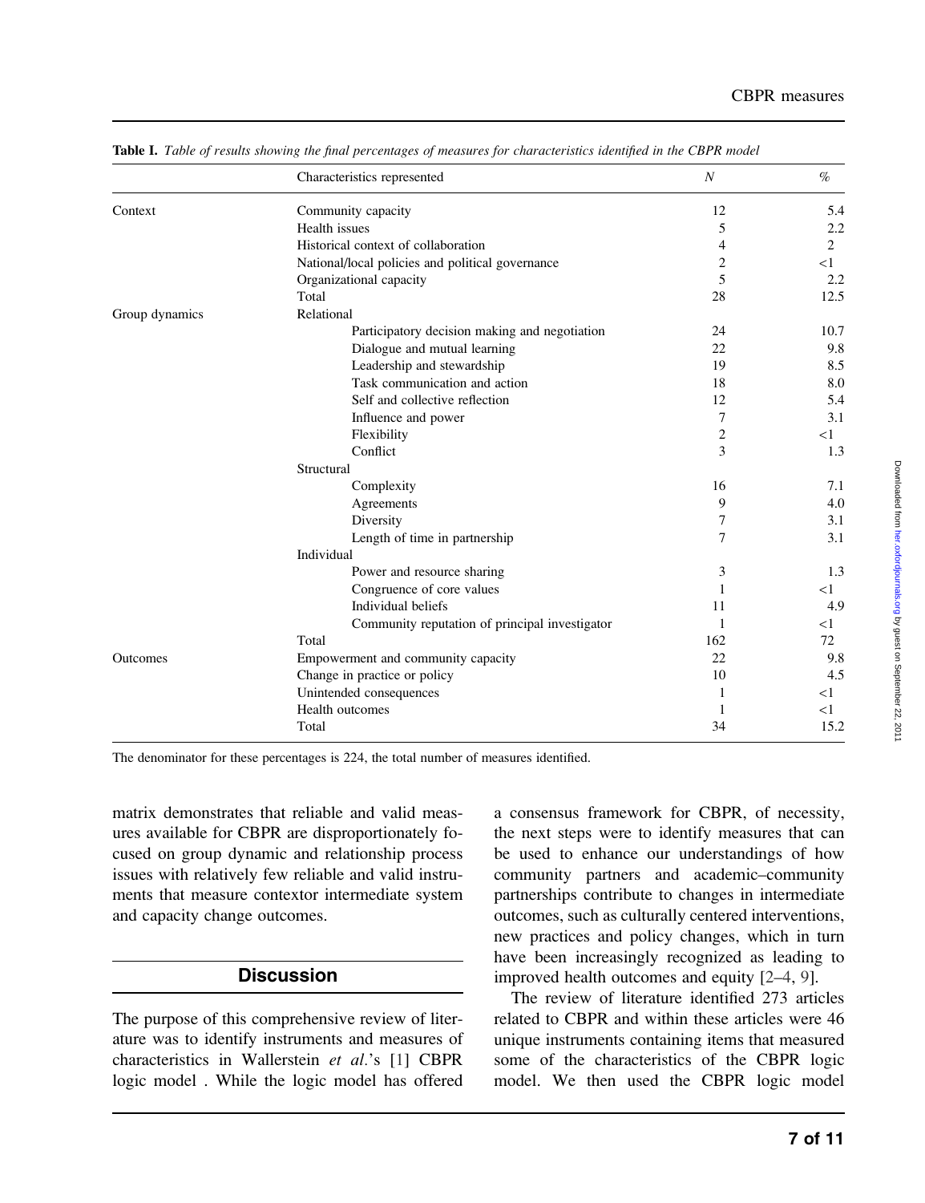**Table I.** *Table of results showing the final percentages of measures for characteristics identified in the CBPR model*

| | Characteristics represented | | N | % |
|---|---|---|---|---|
| Context | Community capacity | | 12 | 5.4 |
| | Health issues | | 5 | 2.2 |
| | Historical context of collaboration | | 4 | 2 |
| | National/local policies and political governance | | 2 | <1 |
| | Organizational capacity | | 5 | 2.2 |
| | Total | | 28 | 12.5 |
| Group dynamics | Relational | | | |
| | | Participatory decision making and negotiation | 24 | 10.7 |
| | | Dialogue and mutual learning | 22 | 9.8 |
| | | Leadership and stewardship | 19 | 8.5 |
| | | Task communication and action | 18 | 8.0 |
| | | Self and collective reflection | 12 | 5.4 |
| | | Influence and power | 7 | 3.1 |
| | | Flexibility | 2 | <1 |
| | | Conflict | 3 | 1.3 |
| | Structural | | | |
| | | Complexity | 16 | 7.1 |
| | | Agreements | 9 | 4.0 |
| | | Diversity | 7 | 3.1 |
| | | Length of time in partnership | 7 | 3.1 |
| | Individual | | | |
| | | Power and resource sharing | 3 | 1.3 |
| | | Congruence of core values | 1 | <1 |
| | | Individual beliefs | 11 | 4.9 |
| | | Community reputation of principal investigator | 1 | <1 |
| | Total | | 162 | 72 |
| Outcomes | Empowerment and community capacity | | 22 | 9.8 |
| | Change in practice or policy | | 10 | 4.5 |
| | Unintended consequences | | 1 | <1 |
| | Health outcomes | | 1 | <1 |
| | Total | | 34 | 15.2 |

The denominator for these percentages is 224, the total number of measures identified.

matrix demonstrates that reliable and valid measures available for CBPR are disproportionately focused on group dynamic and relationship process issues with relatively few reliable and valid instruments that measure contextor intermediate system and capacity change outcomes.

## Discussion

The purpose of this comprehensive review of literature was to identify instruments and measures of characteristics in Wallerstein *et al.*'s [1] CBPR logic model . While the logic model has offered a consensus framework for CBPR, of necessity, the next steps were to identify measures that can be used to enhance our understandings of how community partners and academic–community partnerships contribute to changes in intermediate outcomes, such as culturally centered interventions, new practices and policy changes, which in turn have been increasingly recognized as leading to improved health outcomes and equity [2–4, 9].

The review of literature identified 273 articles related to CBPR and within these articles were 46 unique instruments containing items that measured some of the characteristics of the CBPR logic model. We then used the CBPR logic model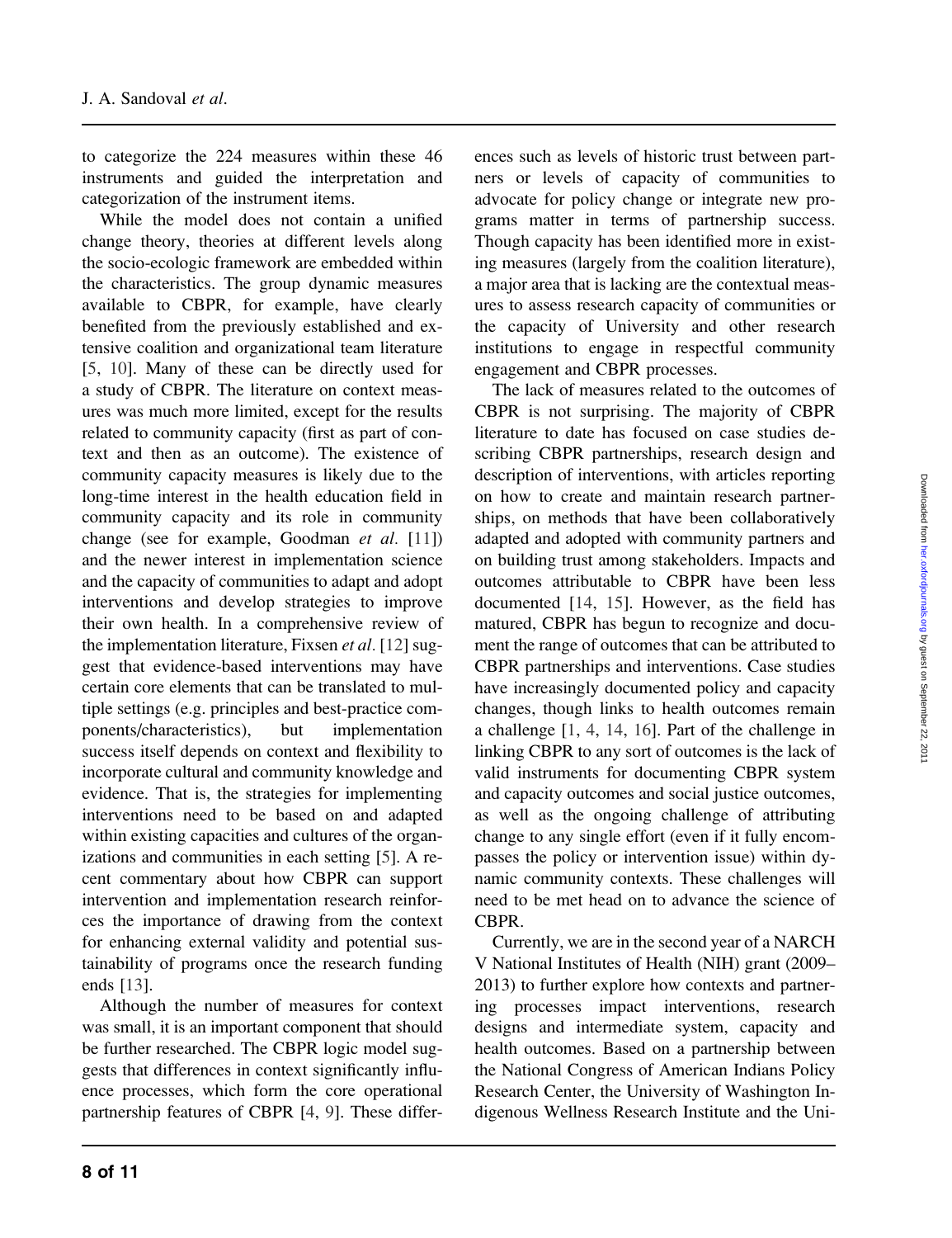to categorize the 224 measures within these 46 instruments and guided the interpretation and categorization of the instrument items.

While the model does not contain a unified change theory, theories at different levels along the socio-ecologic framework are embedded within the characteristics. The group dynamic measures available to CBPR, for example, have clearly benefited from the previously established and extensive coalition and organizational team literature [5, 10]. Many of these can be directly used for a study of CBPR. The literature on context measures was much more limited, except for the results related to community capacity (first as part of context and then as an outcome). The existence of community capacity measures is likely due to the long-time interest in the health education field in community capacity and its role in community change (see for example, Goodman *et al*. [11]) and the newer interest in implementation science and the capacity of communities to adapt and adopt interventions and develop strategies to improve their own health. In a comprehensive review of the implementation literature, Fixsen *et al*. [12] suggest that evidence-based interventions may have certain core elements that can be translated to multiple settings (e.g. principles and best-practice components/characteristics), but implementation success itself depends on context and flexibility to incorporate cultural and community knowledge and evidence. That is, the strategies for implementing interventions need to be based on and adapted within existing capacities and cultures of the organizations and communities in each setting [5]. A recent commentary about how CBPR can support intervention and implementation research reinforces the importance of drawing from the context for enhancing external validity and potential sustainability of programs once the research funding ends [13].

Although the number of measures for context was small, it is an important component that should be further researched. The CBPR logic model suggests that differences in context significantly influence processes, which form the core operational partnership features of CBPR [4, 9]. These differences such as levels of historic trust between partners or levels of capacity of communities to advocate for policy change or integrate new programs matter in terms of partnership success. Though capacity has been identified more in existing measures (largely from the coalition literature), a major area that is lacking are the contextual measures to assess research capacity of communities or the capacity of University and other research institutions to engage in respectful community engagement and CBPR processes.

The lack of measures related to the outcomes of CBPR is not surprising. The majority of CBPR literature to date has focused on case studies describing CBPR partnerships, research design and description of interventions, with articles reporting on how to create and maintain research partnerships, on methods that have been collaboratively adapted and adopted with community partners and on building trust among stakeholders. Impacts and outcomes attributable to CBPR have been less documented [14, 15]. However, as the field has matured, CBPR has begun to recognize and document the range of outcomes that can be attributed to CBPR partnerships and interventions. Case studies have increasingly documented policy and capacity changes, though links to health outcomes remain a challenge [1, 4, 14, 16]. Part of the challenge in linking CBPR to any sort of outcomes is the lack of valid instruments for documenting CBPR system and capacity outcomes and social justice outcomes, as well as the ongoing challenge of attributing change to any single effort (even if it fully encompasses the policy or intervention issue) within dynamic community contexts. These challenges will need to be met head on to advance the science of CBPR.

Currently, we are in the second year of a NARCH V National Institutes of Health (NIH) grant (2009–2013) to further explore how contexts and partnering processes impact interventions, research designs and intermediate system, capacity and health outcomes. Based on a partnership between the National Congress of American Indians Policy Research Center, the University of Washington Indigenous Wellness Research Institute and the Uni-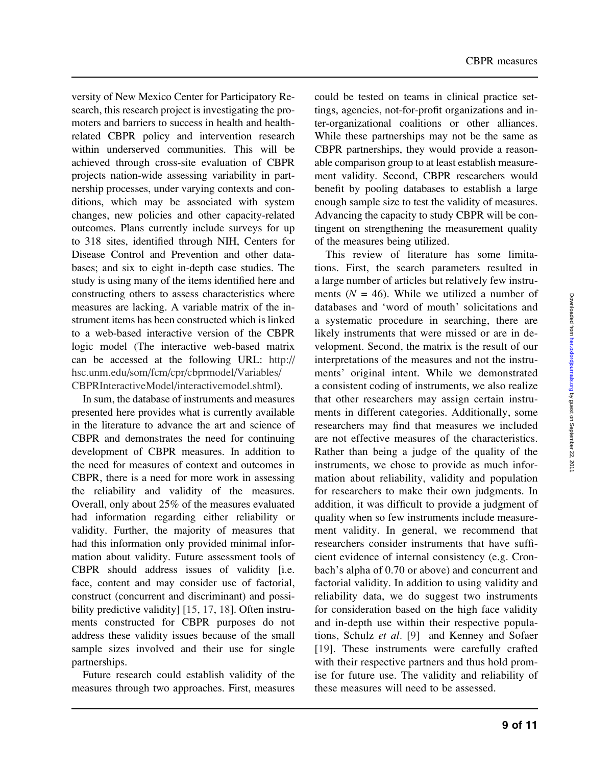versity of New Mexico Center for Participatory Research, this research project is investigating the promoters and barriers to success in health and health-related CBPR policy and intervention research within underserved communities. This will be achieved through cross-site evaluation of CBPR projects nation-wide assessing variability in partnership processes, under varying contexts and conditions, which may be associated with system changes, new policies and other capacity-related outcomes. Plans currently include surveys for up to 318 sites, identified through NIH, Centers for Disease Control and Prevention and other databases; and six to eight in-depth case studies. The study is using many of the items identified here and constructing others to assess characteristics where measures are lacking. A variable matrix of the instrument items has been constructed which is linked to a web-based interactive version of the CBPR logic model (The interactive web-based matrix can be accessed at the following URL: http://hsc.unm.edu/som/fcm/cpr/cbprmodel/Variables/CBPRInteractiveModel/interactivemodel.shtml).

In sum, the database of instruments and measures presented here provides what is currently available in the literature to advance the art and science of CBPR and demonstrates the need for continuing development of CBPR measures. In addition to the need for measures of context and outcomes in CBPR, there is a need for more work in assessing the reliability and validity of the measures. Overall, only about 25% of the measures evaluated had information regarding either reliability or validity. Further, the majority of measures that had this information only provided minimal information about validity. Future assessment tools of CBPR should address issues of validity [i.e. face, content and may consider use of factorial, construct (concurrent and discriminant) and possibility predictive validity] [15, 17, 18]. Often instruments constructed for CBPR purposes do not address these validity issues because of the small sample sizes involved and their use for single partnerships.

Future research could establish validity of the measures through two approaches. First, measures could be tested on teams in clinical practice settings, agencies, not-for-profit organizations and inter-organizational coalitions or other alliances. While these partnerships may not be the same as CBPR partnerships, they would provide a reasonable comparison group to at least establish measurement validity. Second, CBPR researchers would benefit by pooling databases to establish a large enough sample size to test the validity of measures. Advancing the capacity to study CBPR will be contingent on strengthening the measurement quality of the measures being utilized.

This review of literature has some limitations. First, the search parameters resulted in a large number of articles but relatively few instruments ($N = 46$). While we utilized a number of databases and 'word of mouth' solicitations and a systematic procedure in searching, there are likely instruments that were missed or are in development. Second, the matrix is the result of our interpretations of the measures and not the instruments' original intent. While we demonstrated a consistent coding of instruments, we also realize that other researchers may assign certain instruments in different categories. Additionally, some researchers may find that measures we included are not effective measures of the characteristics. Rather than being a judge of the quality of the instruments, we chose to provide as much information about reliability, validity and population for researchers to make their own judgments. In addition, it was difficult to provide a judgment of quality when so few instruments include measurement validity. In general, we recommend that researchers consider instruments that have sufficient evidence of internal consistency (e.g. Cronbach's alpha of 0.70 or above) and concurrent and factorial validity. In addition to using validity and reliability data, we do suggest two instruments for consideration based on the high face validity and in-depth use within their respective populations, Schulz *et al.* [9] and Kenney and Sofaer [19]. These instruments were carefully crafted with their respective partners and thus hold promise for future use. The validity and reliability of these measures will need to be assessed.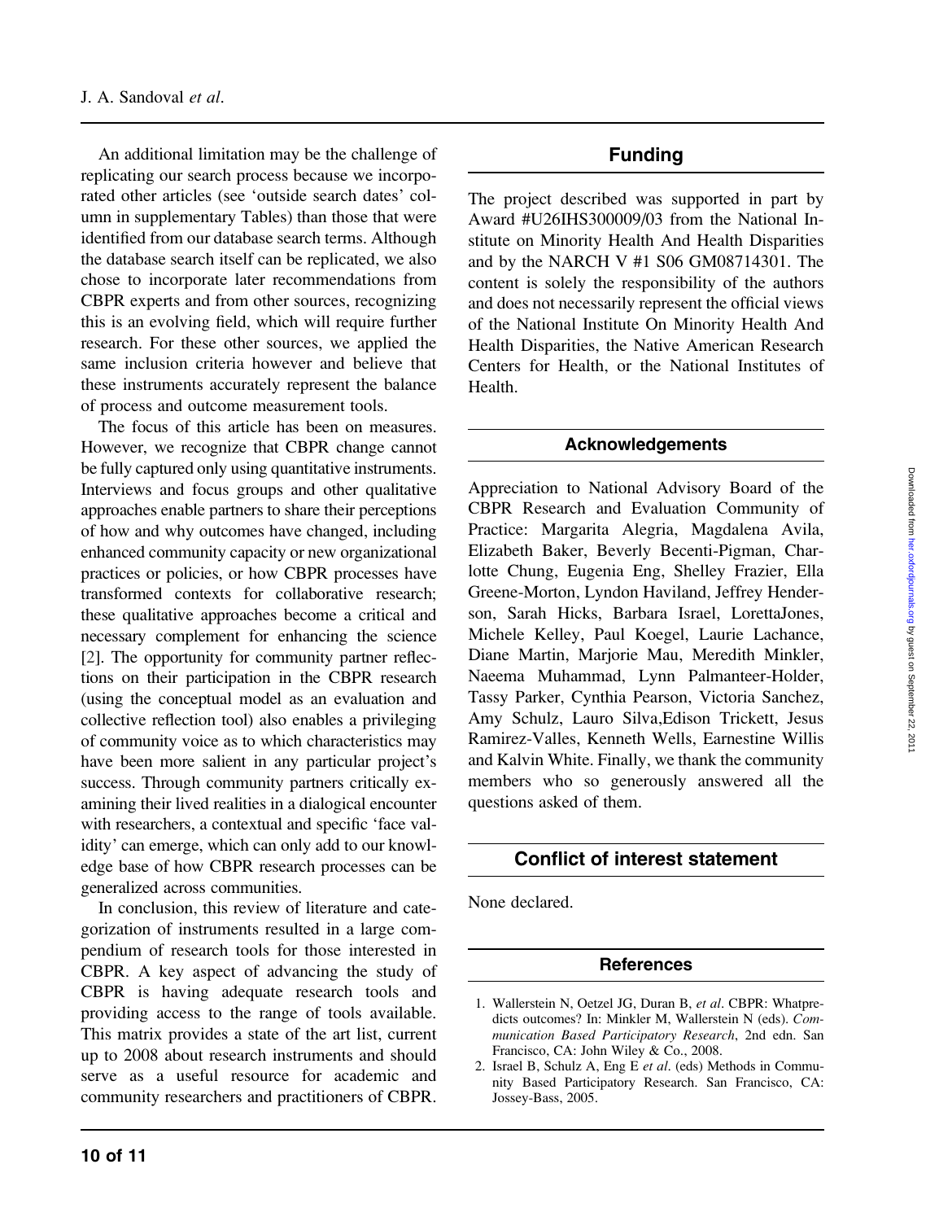An additional limitation may be the challenge of replicating our search process because we incorporated other articles (see 'outside search dates' column in supplementary Tables) than those that were identified from our database search terms. Although the database search itself can be replicated, we also chose to incorporate later recommendations from CBPR experts and from other sources, recognizing this is an evolving field, which will require further research. For these other sources, we applied the same inclusion criteria however and believe that these instruments accurately represent the balance of process and outcome measurement tools.

The focus of this article has been on measures. However, we recognize that CBPR change cannot be fully captured only using quantitative instruments. Interviews and focus groups and other qualitative approaches enable partners to share their perceptions of how and why outcomes have changed, including enhanced community capacity or new organizational practices or policies, or how CBPR processes have transformed contexts for collaborative research; these qualitative approaches become a critical and necessary complement for enhancing the science [2]. The opportunity for community partner reflections on their participation in the CBPR research (using the conceptual model as an evaluation and collective reflection tool) also enables a privileging of community voice as to which characteristics may have been more salient in any particular project's success. Through community partners critically examining their lived realities in a dialogical encounter with researchers, a contextual and specific 'face validity' can emerge, which can only add to our knowledge base of how CBPR research processes can be generalized across communities.

In conclusion, this review of literature and categorization of instruments resulted in a large compendium of research tools for those interested in CBPR. A key aspect of advancing the study of CBPR is having adequate research tools and providing access to the range of tools available. This matrix provides a state of the art list, current up to 2008 about research instruments and should serve as a useful resource for academic and community researchers and practitioners of CBPR.

## Funding

The project described was supported in part by Award #U26IHS300009/03 from the National Institute on Minority Health And Health Disparities and by the NARCH V #1 S06 GM08714301. The content is solely the responsibility of the authors and does not necessarily represent the official views of the National Institute On Minority Health And Health Disparities, the Native American Research Centers for Health, or the National Institutes of Health.

## Acknowledgements

Appreciation to National Advisory Board of the CBPR Research and Evaluation Community of Practice: Margarita Alegria, Magdalena Avila, Elizabeth Baker, Beverly Becenti-Pigman, Charlotte Chung, Eugenia Eng, Shelley Frazier, Ella Greene-Morton, Lyndon Haviland, Jeffrey Henderson, Sarah Hicks, Barbara Israel, LorettaJones, Michele Kelley, Paul Koegel, Laurie Lachance, Diane Martin, Marjorie Mau, Meredith Minkler, Naeema Muhammad, Lynn Palmanteer-Holder, Tassy Parker, Cynthia Pearson, Victoria Sanchez, Amy Schulz, Lauro Silva,Edison Trickett, Jesus Ramirez-Valles, Kenneth Wells, Earnestine Willis and Kalvin White. Finally, we thank the community members who so generously answered all the questions asked of them.

## Conflict of interest statement

None declared.

## References

1. Wallerstein N, Oetzel JG, Duran B, *et al*. CBPR: Whatpredicts outcomes? In: Minkler M, Wallerstein N (eds). *Communication Based Participatory Research*, 2nd edn. San Francisco, CA: John Wiley & Co., 2008.
2. Israel B, Schulz A, Eng E *et al*. (eds) Methods in Community Based Participatory Research. San Francisco, CA: Jossey-Bass, 2005.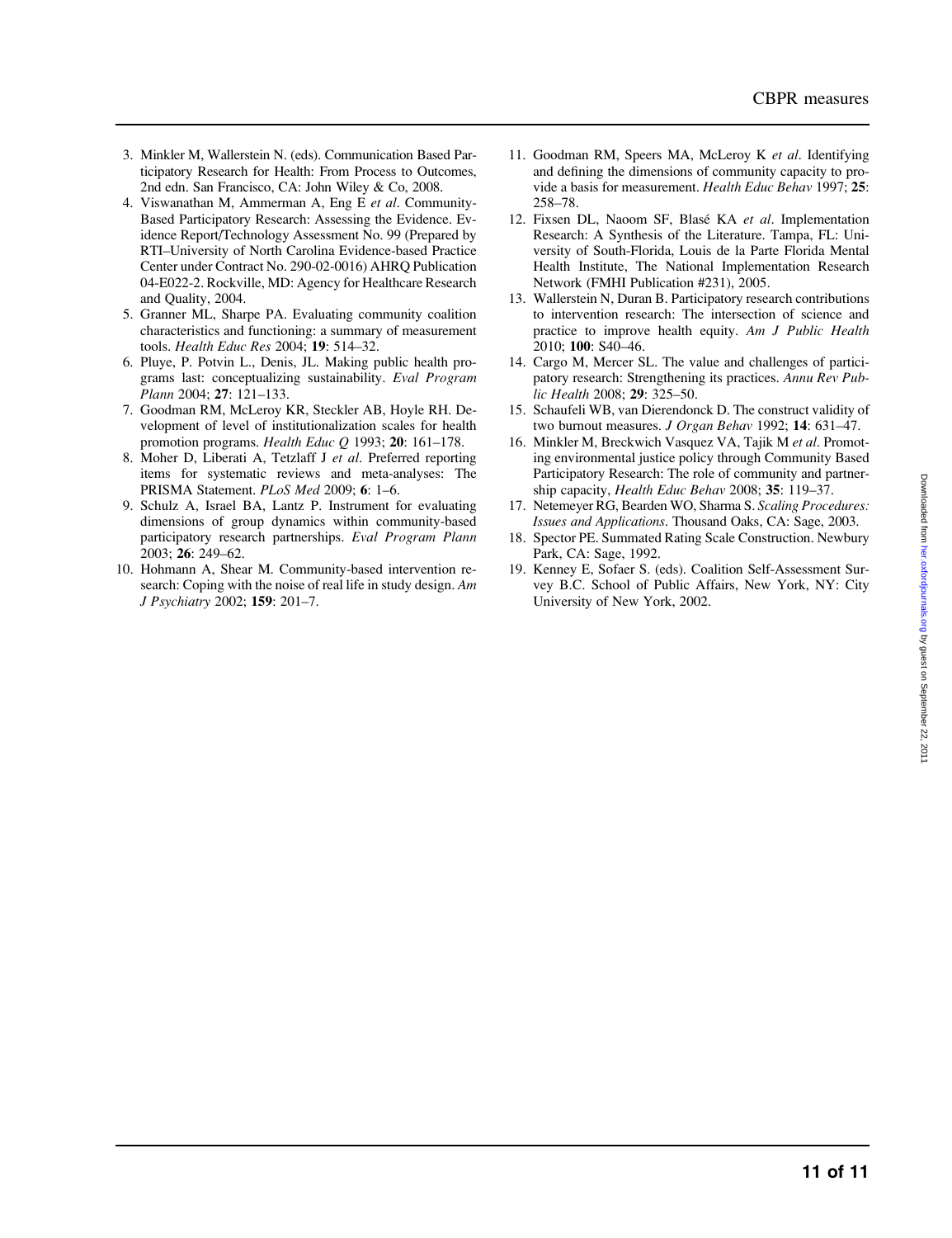3. Minkler M, Wallerstein N. (eds). Communication Based Participatory Research for Health: From Process to Outcomes, 2nd edn. San Francisco, CA: John Wiley & Co, 2008.
4. Viswanathan M, Ammerman A, Eng E *et al*. Community-Based Participatory Research: Assessing the Evidence. Evidence Report/Technology Assessment No. 99 (Prepared by RTI–University of North Carolina Evidence-based Practice Center under Contract No. 290-02-0016) AHRQ Publication 04-E022-2. Rockville, MD: Agency for Healthcare Research and Quality, 2004.
5. Granner ML, Sharpe PA. Evaluating community coalition characteristics and functioning: a summary of measurement tools. *Health Educ Res* 2004; **19**: 514–32.
6. Pluye, P. Potvin L., Denis, JL. Making public health programs last: conceptualizing sustainability. *Eval Program Plann* 2004; **27**: 121–133.
7. Goodman RM, McLeroy KR, Steckler AB, Hoyle RH. Development of level of institutionalization scales for health promotion programs. *Health Educ Q* 1993; **20**: 161–178.
8. Moher D, Liberati A, Tetzlaff J *et al*. Preferred reporting items for systematic reviews and meta-analyses: The PRISMA Statement. *PLoS Med* 2009; **6**: 1–6.
9. Schulz A, Israel BA, Lantz P. Instrument for evaluating dimensions of group dynamics within community-based participatory research partnerships. *Eval Program Plann* 2003; **26**: 249–62.
10. Hohmann A, Shear M. Community-based intervention research: Coping with the noise of real life in study design. *Am J Psychiatry* 2002; **159**: 201–7.
11. Goodman RM, Speers MA, McLeroy K *et al*. Identifying and defining the dimensions of community capacity to provide a basis for measurement. *Health Educ Behav* 1997; **25**: 258–78.
12. Fixsen DL, Naoom SF, Blasé KA *et al*. Implementation Research: A Synthesis of the Literature. Tampa, FL: University of South-Florida, Louis de la Parte Florida Mental Health Institute, The National Implementation Research Network (FMHI Publication #231), 2005.
13. Wallerstein N, Duran B. Participatory research contributions to intervention research: The intersection of science and practice to improve health equity. *Am J Public Health* 2010; **100**: S40–46.
14. Cargo M, Mercer SL. The value and challenges of participatory research: Strengthening its practices. *Annu Rev Public Health* 2008; **29**: 325–50.
15. Schaufeli WB, van Dierendonck D. The construct validity of two burnout measures. *J Organ Behav* 1992; **14**: 631–47.
16. Minkler M, Breckwich Vasquez VA, Tajik M *et al*. Promoting environmental justice policy through Community Based Participatory Research: The role of community and partnership capacity, *Health Educ Behav* 2008; **35**: 119–37.
17. Netemeyer RG, Bearden WO, Sharma S. *Scaling Procedures: Issues and Applications*. Thousand Oaks, CA: Sage, 2003.
18. Spector PE. Summated Rating Scale Construction. Newbury Park, CA: Sage, 1992.
19. Kenney E, Sofaer S. (eds). Coalition Self-Assessment Survey B.C. School of Public Affairs, New York, NY: City University of New York, 2002.